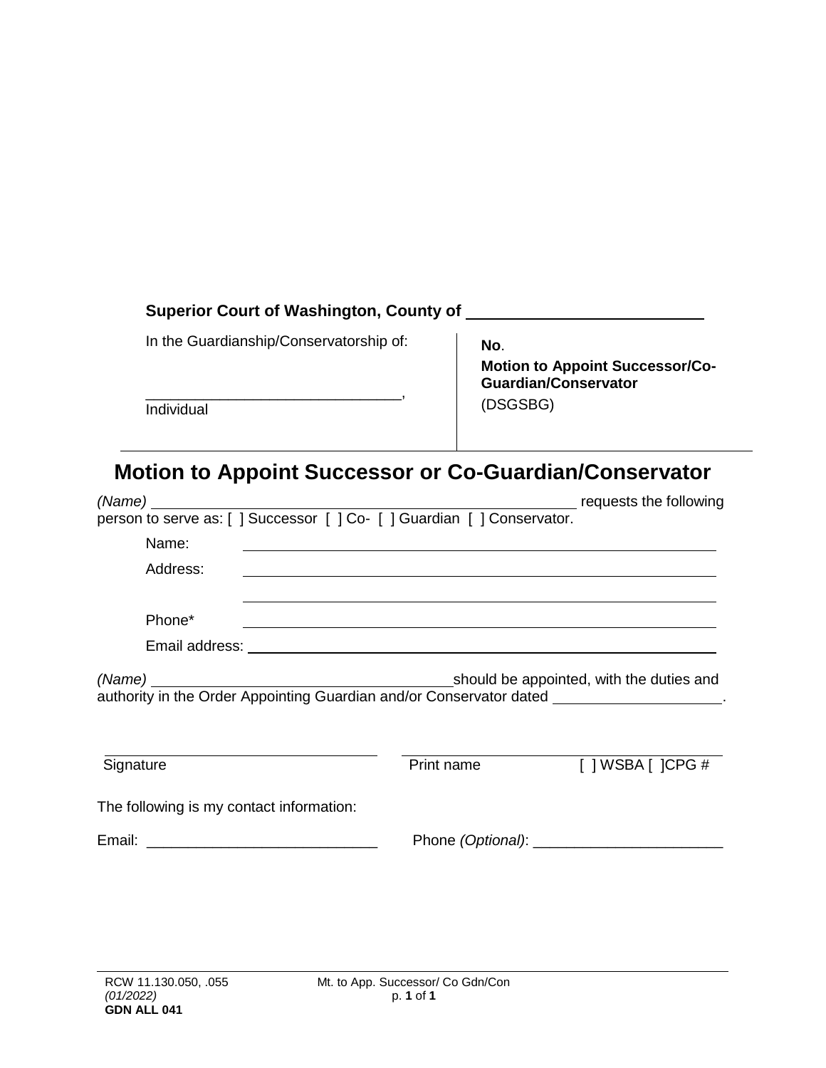**Superior Court of Washington, County of** ___________________________

| In the Guardianship/Conservatorship of: | **No**. |
|---|---|
| _______________________________, | **Motion to Appoint Successor/Co-Guardian/Conservator** |
| Individual | (DSGSBG) |

# Motion to Appoint Successor or Co-Guardian/Conservator

*(Name)* ______________________________________________ requests the following person to serve as: [ ] Successor [ ] Co- [ ] Guardian [ ] Conservator.

Name: ______________________________________________

Address: ______________________________________________

______________________________________________

Phone* ______________________________________________

Email address: ______________________________________________

*(Name)* ___________________________________should be appointed, with the duties and authority in the Order Appointing Guardian and/or Conservator dated ____________________.

_______________________________ _______________________________

Signature Print name [ ] WSBA [ ]CPG #

The following is my contact information:

Email: ____________________________ Phone *(Optional)*: _______________________

RCW 11.130.050, .055
*(01/2022)*
**GDN ALL 041**

Mt. to App. Successor/ Co Gdn/Con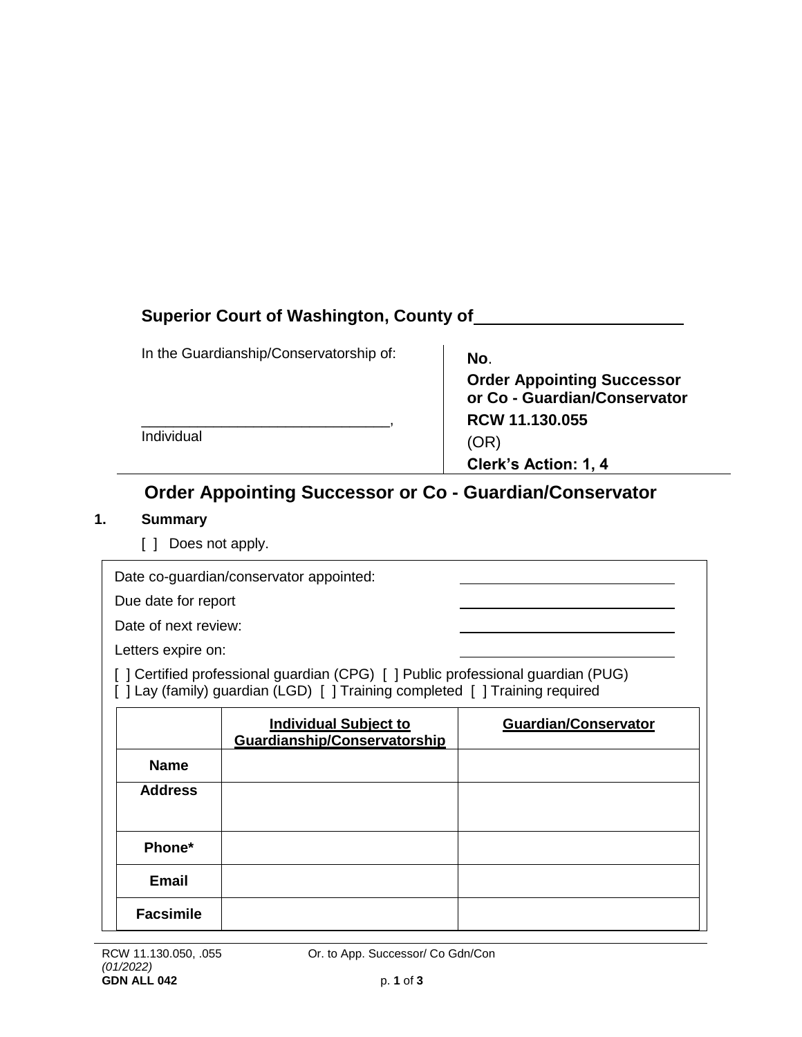**Superior Court of Washington, County of** \_\_\_\_\_\_\_\_\_\_\_\_\_\_\_\_\_\_\_\_\_\_

In the Guardianship/Conservatorship of:

\_\_\_\_\_\_\_\_\_\_\_\_\_\_\_\_\_\_\_\_\_\_\_\_\_\_\_\_\_\_,
Individual

**No**.

**Order Appointing Successor or Co - Guardian/Conservator**

**RCW 11.130.055**

(OR)

**Clerk's Action: 1, 4**

# Order Appointing Successor or Co - Guardian/Conservator

## 1. Summary

[ ] Does not apply.

Date co-guardian/conservator appointed: \_\_\_\_\_\_\_\_\_\_\_\_\_\_\_\_\_\_\_\_

Due date for report \_\_\_\_\_\_\_\_\_\_\_\_\_\_\_\_\_\_\_\_

Date of next review: \_\_\_\_\_\_\_\_\_\_\_\_\_\_\_\_\_\_\_\_

Letters expire on: \_\_\_\_\_\_\_\_\_\_\_\_\_\_\_\_\_\_\_\_

[ ] Certified professional guardian (CPG) [ ] Public professional guardian (PUG)
[ ] Lay (family) guardian (LGD) [ ] Training completed [ ] Training required

| | Individual Subject to Guardianship/Conservatorship | Guardian/Conservator |
|---|---|---|
| **Name** | | |
| **Address** | | |
| **Phone*** | | |
| **Email** | | |
| **Facsimile** | | |

RCW 11.130.050, .055
*(01/2022)*
**GDN ALL 042**

Or. to App. Successor/ Co Gdn/Con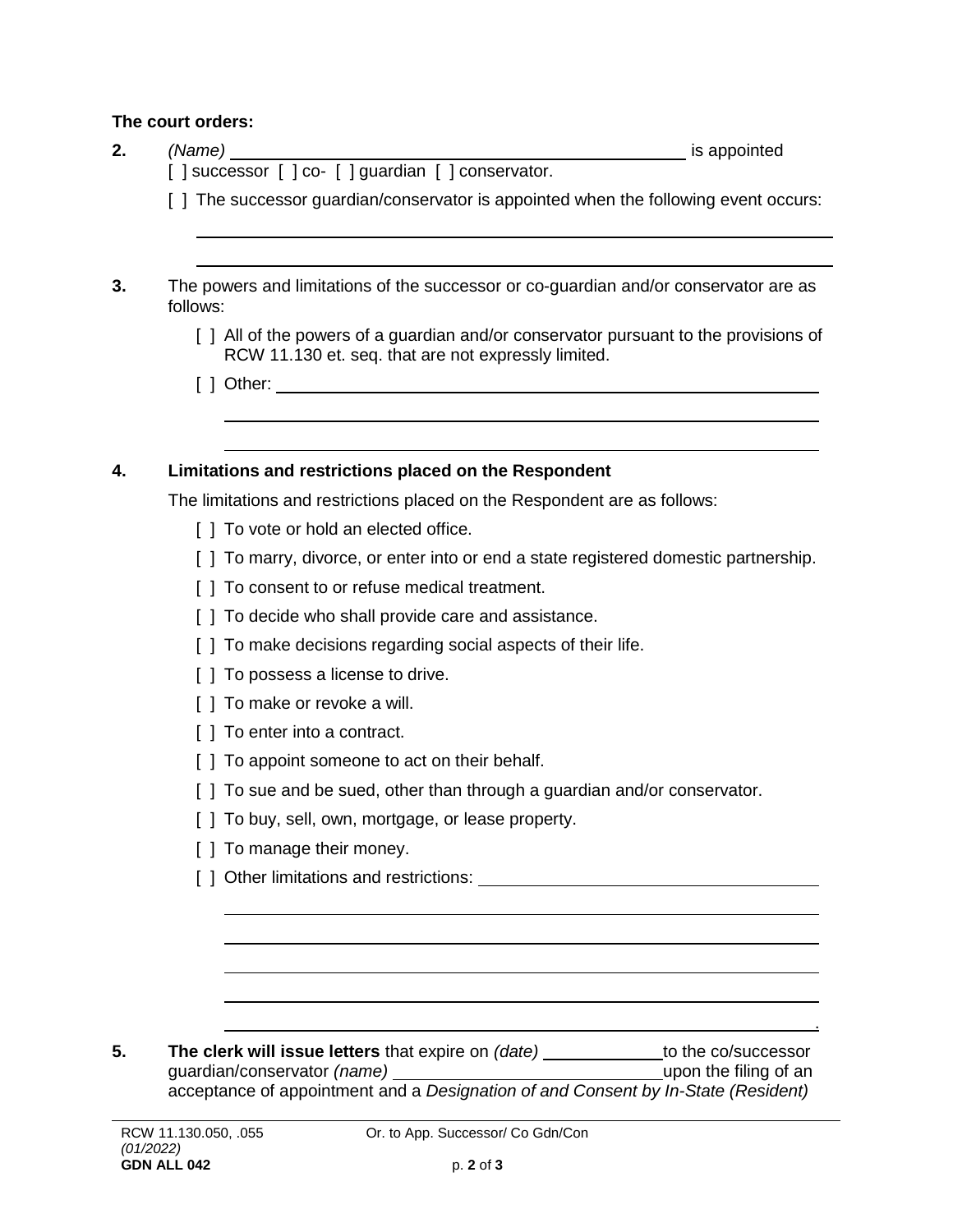**The court orders:**

**2.** *(Name)* \_\_\_\_\_\_\_\_\_\_\_\_\_\_\_\_\_\_\_\_\_\_\_\_\_\_\_\_\_\_\_\_\_\_\_\_\_\_\_\_ is appointed
[ ] successor [ ] co- [ ] guardian [ ] conservator.

[ ] The successor guardian/conservator is appointed when the following event occurs:

\_\_\_\_\_\_\_\_\_\_\_\_\_\_\_\_\_\_\_\_\_\_\_\_\_\_\_\_\_\_\_\_\_\_\_\_\_\_\_\_\_\_\_\_\_\_\_\_\_\_\_\_\_\_\_\_\_\_\_\_

\_\_\_\_\_\_\_\_\_\_\_\_\_\_\_\_\_\_\_\_\_\_\_\_\_\_\_\_\_\_\_\_\_\_\_\_\_\_\_\_\_\_\_\_\_\_\_\_\_\_\_\_\_\_\_\_\_\_\_\_

**3.** The powers and limitations of the successor or co-guardian and/or conservator are as follows:

[ ] All of the powers of a guardian and/or conservator pursuant to the provisions of RCW 11.130 et. seq. that are not expressly limited.

[ ] Other: \_\_\_\_\_\_\_\_\_\_\_\_\_\_\_\_\_\_\_\_\_\_\_\_\_\_\_\_\_\_\_\_\_\_\_\_\_\_\_\_\_\_\_\_\_\_\_\_\_\_\_\_

\_\_\_\_\_\_\_\_\_\_\_\_\_\_\_\_\_\_\_\_\_\_\_\_\_\_\_\_\_\_\_\_\_\_\_\_\_\_\_\_\_\_\_\_\_\_\_\_\_\_\_\_\_\_\_\_\_\_\_\_

\_\_\_\_\_\_\_\_\_\_\_\_\_\_\_\_\_\_\_\_\_\_\_\_\_\_\_\_\_\_\_\_\_\_\_\_\_\_\_\_\_\_\_\_\_\_\_\_\_\_\_\_\_\_\_\_\_\_\_\_

**4. Limitations and restrictions placed on the Respondent**

The limitations and restrictions placed on the Respondent are as follows:

[ ] To vote or hold an elected office.

[ ] To marry, divorce, or enter into or end a state registered domestic partnership.

[ ] To consent to or refuse medical treatment.

[ ] To decide who shall provide care and assistance.

[ ] To make decisions regarding social aspects of their life.

[ ] To possess a license to drive.

[ ] To make or revoke a will.

[ ] To enter into a contract.

[ ] To appoint someone to act on their behalf.

[ ] To sue and be sued, other than through a guardian and/or conservator.

[ ] To buy, sell, own, mortgage, or lease property.

[ ] To manage their money.

[ ] Other limitations and restrictions: \_\_\_\_\_\_\_\_\_\_\_\_\_\_\_\_\_\_\_\_\_\_\_\_\_\_\_\_\_\_\_\_\_\_

\_\_\_\_\_\_\_\_\_\_\_\_\_\_\_\_\_\_\_\_\_\_\_\_\_\_\_\_\_\_\_\_\_\_\_\_\_\_\_\_\_\_\_\_\_\_\_\_\_\_\_\_\_\_\_\_\_\_\_\_

\_\_\_\_\_\_\_\_\_\_\_\_\_\_\_\_\_\_\_\_\_\_\_\_\_\_\_\_\_\_\_\_\_\_\_\_\_\_\_\_\_\_\_\_\_\_\_\_\_\_\_\_\_\_\_\_\_\_\_\_

\_\_\_\_\_\_\_\_\_\_\_\_\_\_\_\_\_\_\_\_\_\_\_\_\_\_\_\_\_\_\_\_\_\_\_\_\_\_\_\_\_\_\_\_\_\_\_\_\_\_\_\_\_\_\_\_\_\_\_\_

\_\_\_\_\_\_\_\_\_\_\_\_\_\_\_\_\_\_\_\_\_\_\_\_\_\_\_\_\_\_\_\_\_\_\_\_\_\_\_\_\_\_\_\_\_\_\_\_\_\_\_\_\_\_\_\_\_\_\_\_

\_\_\_\_\_\_\_\_\_\_\_\_\_\_\_\_\_\_\_\_\_\_\_\_\_\_\_\_\_\_\_\_\_\_\_\_\_\_\_\_\_\_\_\_\_\_\_\_\_\_\_\_\_\_\_\_\_\_\_\_.

**5. The clerk will issue letters** that expire on *(date)* \_\_\_\_\_\_\_\_\_\_\_\_ to the co/successor guardian/conservator *(name)* \_\_\_\_\_\_\_\_\_\_\_\_\_\_\_\_\_\_\_\_\_\_\_\_\_\_\_\_ upon the filing of an acceptance of appointment and a *Designation of and Consent by In-State (Resident)*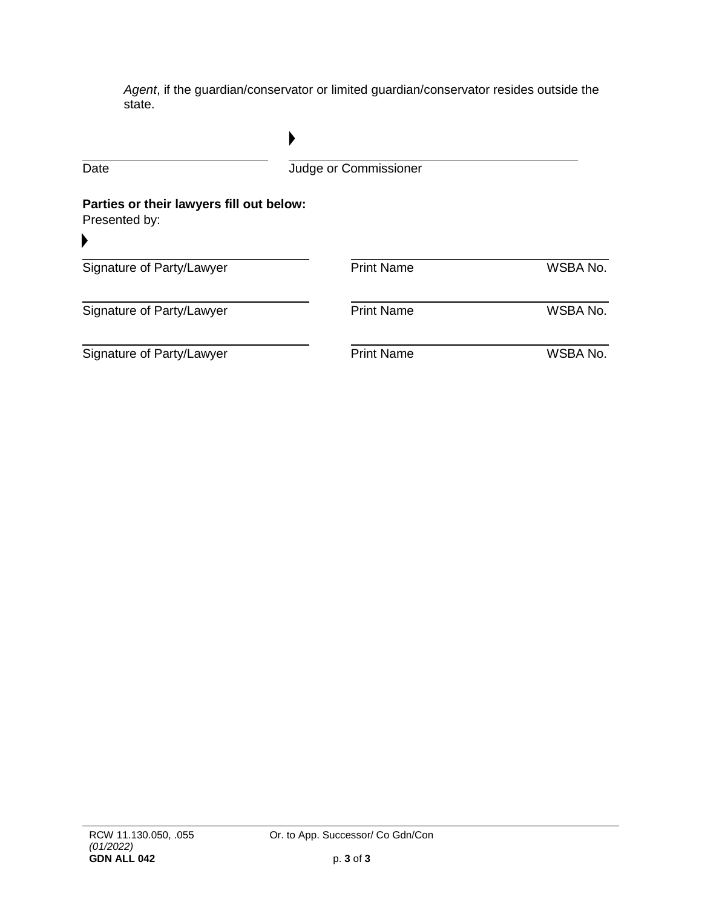*Agent*, if the guardian/conservator or limited guardian/conservator resides outside the state.

| | |
|---|---|
| _________________________ | ▶ _________________________ |
| Date | Judge or Commissioner |

**Parties or their lawyers fill out below:**
Presented by:

| | | |
|---|---|---|
| ▶ _________________________ | _________________________ | |
| Signature of Party/Lawyer | Print Name | WSBA No. |
| _________________________ | _________________________ | |
| Signature of Party/Lawyer | Print Name | WSBA No. |
| _________________________ | _________________________ | |
| Signature of Party/Lawyer | Print Name | WSBA No. |